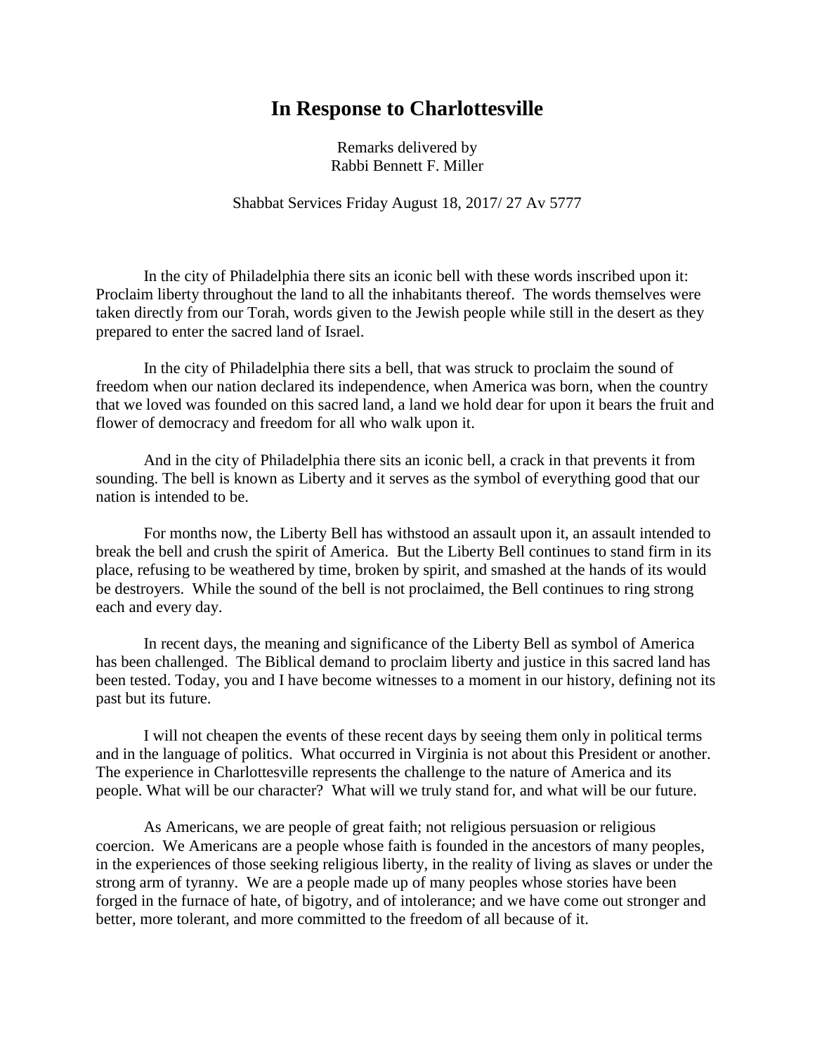# In Response to Charlottesville

Remarks delivered by
Rabbi Bennett F. Miller

Shabbat Services Friday August 18, 2017/ 27 Av 5777

In the city of Philadelphia there sits an iconic bell with these words inscribed upon it: Proclaim liberty throughout the land to all the inhabitants thereof. The words themselves were taken directly from our Torah, words given to the Jewish people while still in the desert as they prepared to enter the sacred land of Israel.

In the city of Philadelphia there sits a bell, that was struck to proclaim the sound of freedom when our nation declared its independence, when America was born, when the country that we loved was founded on this sacred land, a land we hold dear for upon it bears the fruit and flower of democracy and freedom for all who walk upon it.

And in the city of Philadelphia there sits an iconic bell, a crack in that prevents it from sounding. The bell is known as Liberty and it serves as the symbol of everything good that our nation is intended to be.

For months now, the Liberty Bell has withstood an assault upon it, an assault intended to break the bell and crush the spirit of America. But the Liberty Bell continues to stand firm in its place, refusing to be weathered by time, broken by spirit, and smashed at the hands of its would be destroyers. While the sound of the bell is not proclaimed, the Bell continues to ring strong each and every day.

In recent days, the meaning and significance of the Liberty Bell as symbol of America has been challenged. The Biblical demand to proclaim liberty and justice in this sacred land has been tested. Today, you and I have become witnesses to a moment in our history, defining not its past but its future.

I will not cheapen the events of these recent days by seeing them only in political terms and in the language of politics. What occurred in Virginia is not about this President or another. The experience in Charlottesville represents the challenge to the nature of America and its people. What will be our character? What will we truly stand for, and what will be our future.

As Americans, we are people of great faith; not religious persuasion or religious coercion. We Americans are a people whose faith is founded in the ancestors of many peoples, in the experiences of those seeking religious liberty, in the reality of living as slaves or under the strong arm of tyranny. We are a people made up of many peoples whose stories have been forged in the furnace of hate, of bigotry, and of intolerance; and we have come out stronger and better, more tolerant, and more committed to the freedom of all because of it.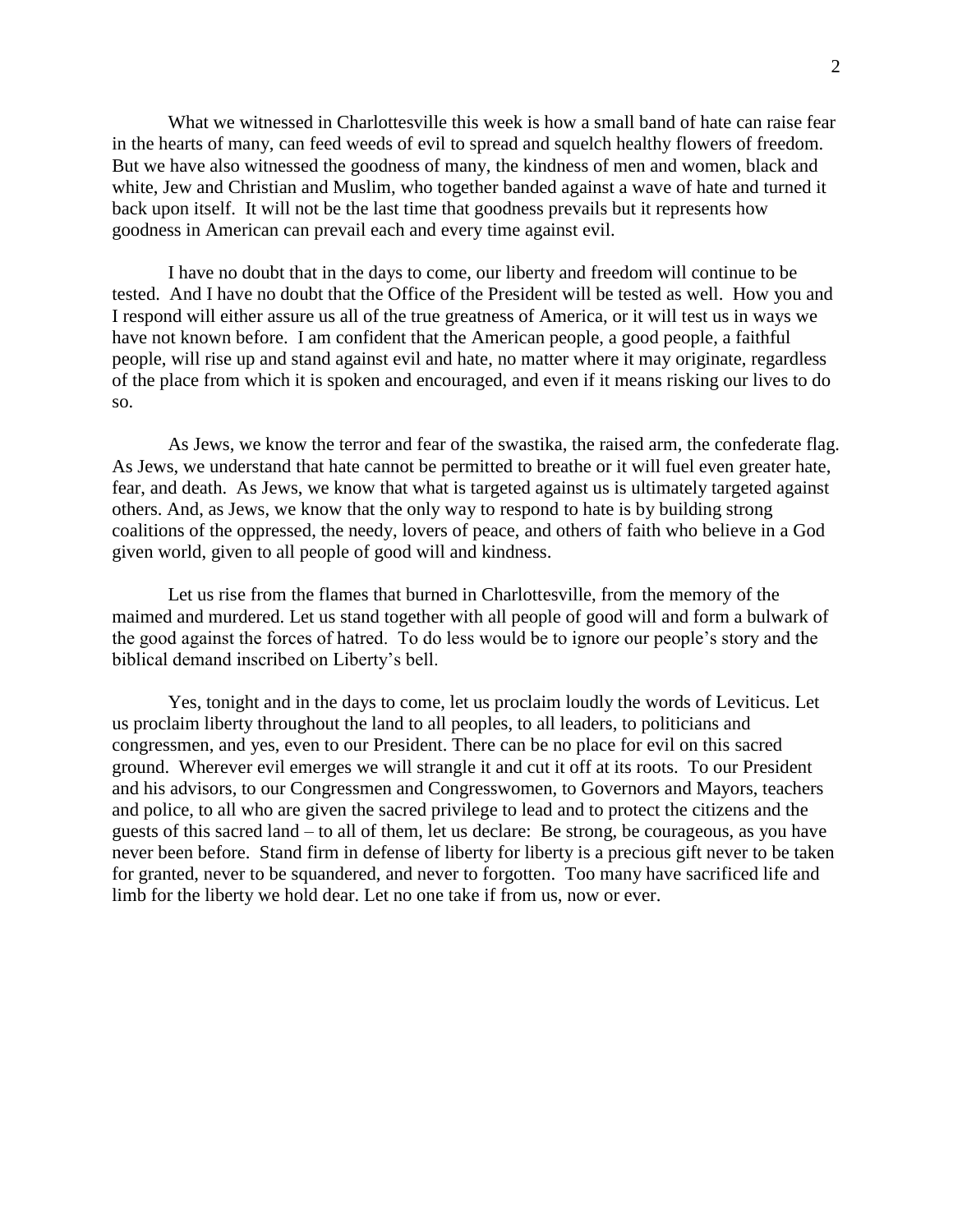What we witnessed in Charlottesville this week is how a small band of hate can raise fear in the hearts of many, can feed weeds of evil to spread and squelch healthy flowers of freedom. But we have also witnessed the goodness of many, the kindness of men and women, black and white, Jew and Christian and Muslim, who together banded against a wave of hate and turned it back upon itself. It will not be the last time that goodness prevails but it represents how goodness in American can prevail each and every time against evil.

I have no doubt that in the days to come, our liberty and freedom will continue to be tested. And I have no doubt that the Office of the President will be tested as well. How you and I respond will either assure us all of the true greatness of America, or it will test us in ways we have not known before. I am confident that the American people, a good people, a faithful people, will rise up and stand against evil and hate, no matter where it may originate, regardless of the place from which it is spoken and encouraged, and even if it means risking our lives to do so.

As Jews, we know the terror and fear of the swastika, the raised arm, the confederate flag. As Jews, we understand that hate cannot be permitted to breathe or it will fuel even greater hate, fear, and death. As Jews, we know that what is targeted against us is ultimately targeted against others. And, as Jews, we know that the only way to respond to hate is by building strong coalitions of the oppressed, the needy, lovers of peace, and others of faith who believe in a God given world, given to all people of good will and kindness.

Let us rise from the flames that burned in Charlottesville, from the memory of the maimed and murdered. Let us stand together with all people of good will and form a bulwark of the good against the forces of hatred. To do less would be to ignore our people's story and the biblical demand inscribed on Liberty's bell.

Yes, tonight and in the days to come, let us proclaim loudly the words of Leviticus. Let us proclaim liberty throughout the land to all peoples, to all leaders, to politicians and congressmen, and yes, even to our President. There can be no place for evil on this sacred ground. Wherever evil emerges we will strangle it and cut it off at its roots. To our President and his advisors, to our Congressmen and Congresswomen, to Governors and Mayors, teachers and police, to all who are given the sacred privilege to lead and to protect the citizens and the guests of this sacred land – to all of them, let us declare: Be strong, be courageous, as you have never been before. Stand firm in defense of liberty for liberty is a precious gift never to be taken for granted, never to be squandered, and never to forgotten. Too many have sacrificed life and limb for the liberty we hold dear. Let no one take if from us, now or ever.